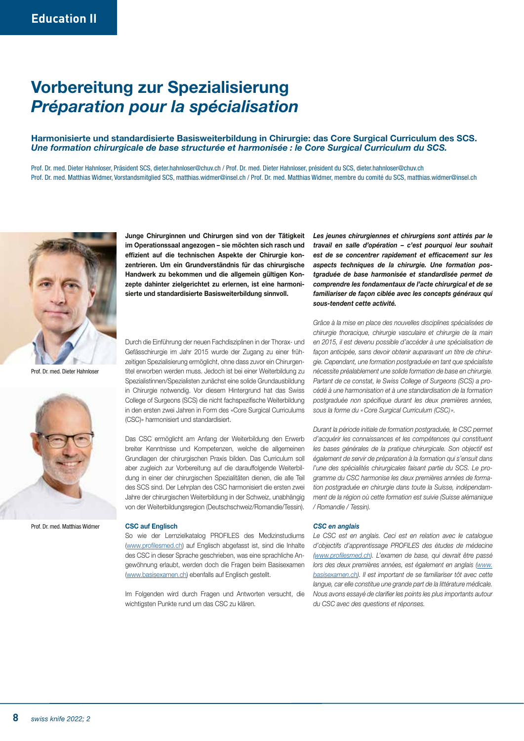# Vorbereitung zur Spezialisierung
# *Préparation pour la spécialisation*

### Harmonisierte und standardisierte Basisweiterbildung in Chirurgie: das Core Surgical Curriculum des SCS.
### *Une formation chirurgicale de base structurée et harmonisée : le Core Surgical Curriculum du SCS.*

Prof. Dr. med. Dieter Hahnloser, Präsident SCS, dieter.hahnloser@chuv.ch / Prof. Dr. med. Dieter Hahnloser, président du SCS, dieter.hahnloser@chuv.ch
Prof. Dr. med. Matthias Widmer, Vorstandsmitglied SCS, matthias.widmer@insel.ch / Prof. Dr. med. Matthias Widmer, membre du comité du SCS, matthias.widmer@insel.ch

Prof. Dr. med. Dieter Hahnloser

Prof. Dr. med. Matthias Widmer

**Junge Chirurginnen und Chirurgen sind von der Tätigkeit im Operationssaal angezogen – sie möchten sich rasch und effizient auf die technischen Aspekte der Chirurgie konzentrieren. Um ein Grundverständnis für das chirurgische Handwerk zu bekommen und die allgemein gültigen Konzepte dahinter zielgerichtet zu erlernen, ist eine harmonisierte und standardisierte Basisweiterbildung sinnvoll.**

Durch die Einführung der neuen Fachdisziplinen in der Thorax- und Gefässchirurgie im Jahr 2015 wurde der Zugang zu einer frühzeitigen Spezialisierung ermöglicht, ohne dass zuvor ein Chirurgentitel erworben werden muss. Jedoch ist bei einer Weiterbildung zu Spezialistinnen/Spezialisten zunächst eine solide Grundausbildung in Chirurgie notwendig. Vor diesem Hintergrund hat das Swiss College of Surgeons (SCS) die nicht fachspezifische Weiterbildung in den ersten zwei Jahren in Form des «Core Surgical Curriculums (CSC)» harmonisiert und standardisiert.

Das CSC ermöglicht am Anfang der Weiterbildung den Erwerb breiter Kenntnisse und Kompetenzen, welche die allgemeinen Grundlagen der chirurgischen Praxis bilden. Das Curriculum soll aber zugleich zur Vorbereitung auf die darauffolgende Weiterbildung in einer der chirurgischen Spezialitäten dienen, die alle Teil des SCS sind. Der Lehrplan des CSC harmonisiert die ersten zwei Jahre der chirurgischen Weiterbildung in der Schweiz, unabhängig von der Weiterbildungsregion (Deutschschweiz/Romandie/Tessin).

#### CSC auf Englisch

So wie der Lernzielkatalog PROFILES des Medizinstudiums (www.profilesmed.ch) auf Englisch abgefasst ist, sind die Inhalte des CSC in dieser Sprache geschrieben, was eine sprachliche Angewöhnung erlaubt, werden doch die Fragen beim Basisexamen (www.basisexamen.ch) ebenfalls auf Englisch gestellt.

Im Folgenden wird durch Fragen und Antworten versucht, die wichtigsten Punkte rund um das CSC zu klären.

***Les jeunes chirurgiennes et chirurgiens sont attirés par le travail en salle d'opération – c'est pourquoi leur souhait est de se concentrer rapidement et efficacement sur les aspects techniques de la chirurgie. Une formation postgraduée de base harmonisée et standardisée permet de comprendre les fondamentaux de l'acte chirurgical et de se familiariser de façon ciblée avec les concepts généraux qui sous-tendent cette activité.***

*Grâce à la mise en place des nouvelles disciplines spécialisées de chirurgie thoracique, chirurgie vasculaire et chirurgie de la main en 2015, il est devenu possible d'accéder à une spécialisation de façon anticipée, sans devoir obtenir auparavant un titre de chirurgie. Cependant, une formation postgraduée en tant que spécialiste nécessite préalablement une solide formation de base en chirurgie. Partant de ce constat, le Swiss College of Surgeons (SCS) a procédé à une harmonisation et à une standardisation de la formation postgraduée non spécifique durant les deux premières années, sous la forme du «Core Surgical Curriculum (CSC)».*

*Durant la période initiale de formation postgraduée, le CSC permet d'acquérir les connaissances et les compétences qui constituent les bases générales de la pratique chirurgicale. Son objectif est également de servir de préparation à la formation qui s'ensuit dans l'une des spécialités chirurgicales faisant partie du SCS. Le programme du CSC harmonise les deux premières années de formation postgraduée en chirurgie dans toute la Suisse, indépendamment de la région où cette formation est suivie (Suisse alémanique / Romandie / Tessin).*

#### *CSC en anglais*

*Le CSC est en anglais. Ceci est en relation avec le catalogue d'objectifs d'apprentissage PROFILES des études de médecine (www.profilesmed.ch). L'examen de base, qui devrait être passé lors des deux premières années, est également en anglais (www.basisexamen.ch). Il est important de se familiariser tôt avec cette langue, car elle constitue une grande part de la littérature médicale. Nous avons essayé de clarifier les points les plus importants autour du CSC avec des questions et réponses.*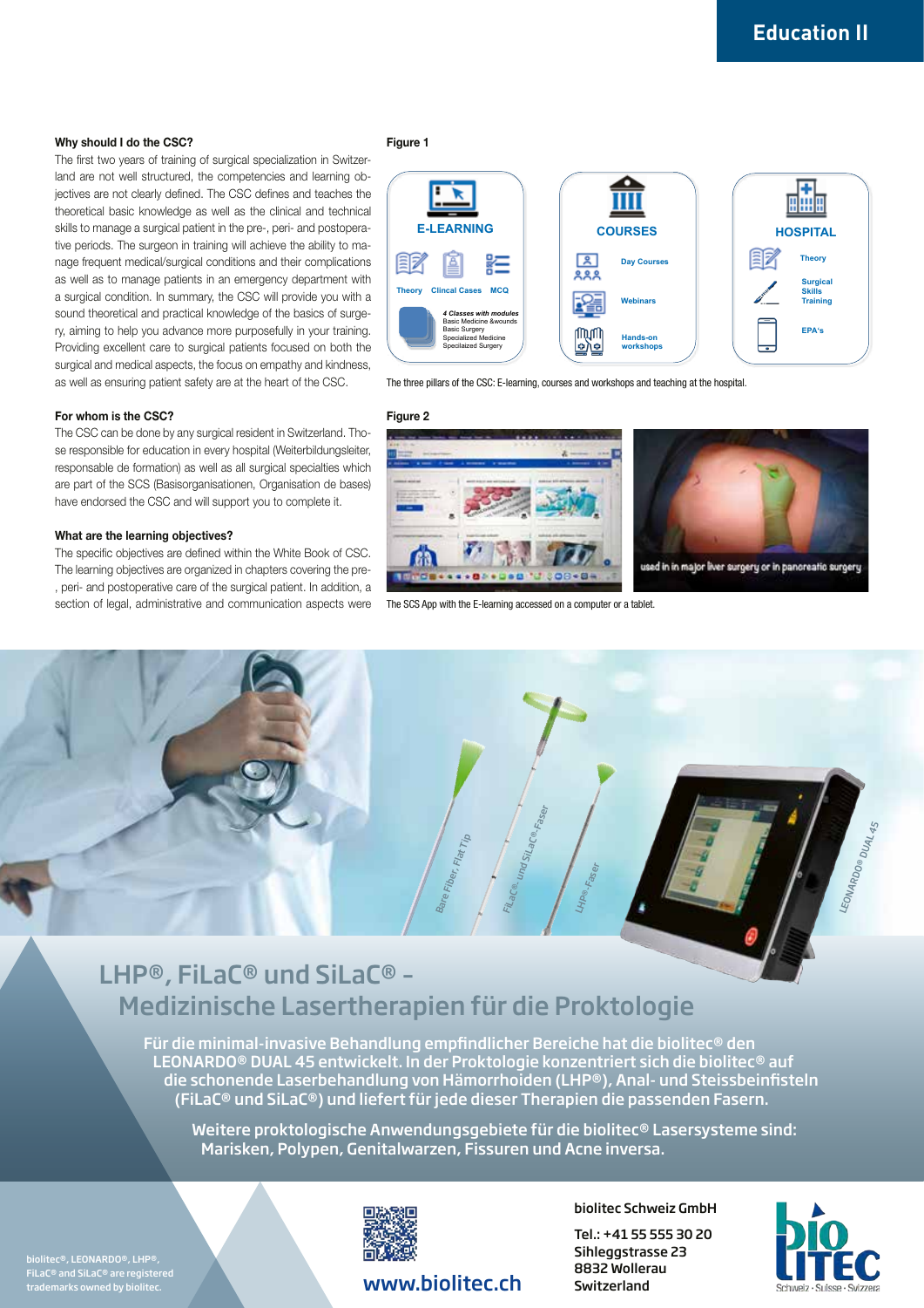## Education II

### Why should I do the CSC?

The first two years of training of surgical specialization in Switzerland are not well structured, the competencies and learning objectives are not clearly defined. The CSC defines and teaches the theoretical basic knowledge as well as the clinical and technical skills to manage a surgical patient in the pre-, peri- and postoperative periods. The surgeon in training will achieve the ability to manage frequent medical/surgical conditions and their complications as well as to manage patients in an emergency department with a surgical condition. In summary, the CSC will provide you with a sound theoretical and practical knowledge of the basics of surgery, aiming to help you advance more purposefully in your training. Providing excellent care to surgical patients focused on both the surgical and medical aspects, the focus on empathy and kindness, as well as ensuring patient safety are at the heart of the CSC.

### For whom is the CSC?

The CSC can be done by any surgical resident in Switzerland. Those responsible for education in every hospital (Weiterbildungsleiter, responsable de formation) as well as all surgical specialties which are part of the SCS (Basisorganisationen, Organisation de bases) have endorsed the CSC and will support you to complete it.

### What are the learning objectives?

The specific objectives are defined within the White Book of CSC. The learning objectives are organized in chapters covering the pre-, peri- and postoperative care of the surgical patient. In addition, a section of legal, administrative and communication aspects were

**Figure 1**

E-LEARNING: Theory, Clincal Cases, MCQ — *4 Classes with modules*: Basic Medicine &wounds, Basic Surgery, Specialized Medicine, Specialized Surgery

COURSES: Day Courses, Webinars, Hands-on workshops

HOSPITAL: Theory, Surgical Skills Training, EPA's

The three pillars of the CSC: E-learning, courses and workshops and teaching at the hospital.

**Figure 2**

The SCS App with the E-learning accessed on a computer or a tablet.

## LHP®, FiLaC® und SiLaC® – Medizinische Lasertherapien für die Proktologie

Für die minimal-invasive Behandlung empfindlicher Bereiche hat die biolitec® den LEONARDO® DUAL 45 entwickelt. In der Proktologie konzentriert sich die biolitec® auf die schonende Laserbehandlung von Hämorrhoiden (LHP®), Anal- und Steissbeinfisteln (FiLaC® und SiLaC®) und liefert für jede dieser Therapien die passenden Fasern.

Weitere proktologische Anwendungsgebiete für die biolitec® Lasersysteme sind: Marisken, Polypen, Genitalwarzen, Fissuren und Acne inversa.

biolitec®, LEONARDO®, LHP®, FiLaC® and SiLaC® are registered trademarks owned by biolitec.

www.biolitec.ch

biolitec Schweiz GmbH
Tel.: +41 55 555 30 20
Sihleggstrasse 23
8832 Wollerau
Switzerland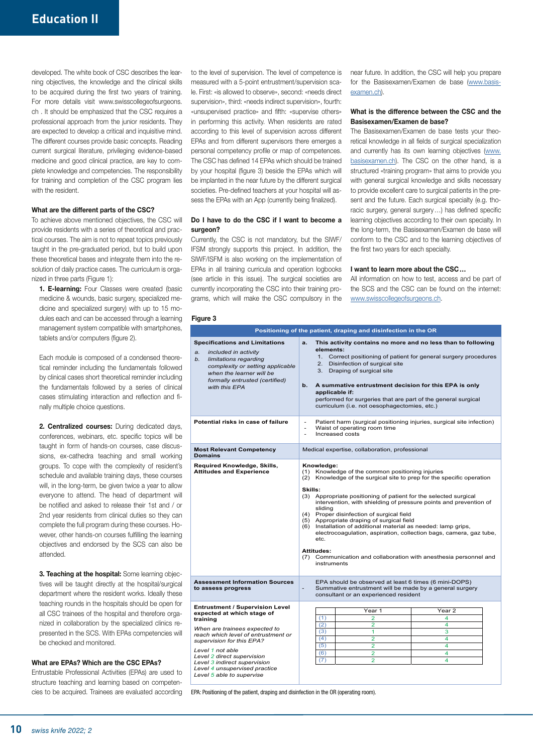developed. The white book of CSC describes the learning objectives, the knowledge and the clinical skills to be acquired during the first two years of training. For more details visit www.swisscollegeofsurgeons.ch . It should be emphasized that the CSC requires a professional approach from the junior residents. They are expected to develop a critical and inquisitive mind. The different courses provide basic concepts. Reading current surgical literature, privileging evidence-based medicine and good clinical practice, are key to complete knowledge and competencies. The responsibility for training and completion of the CSC program lies with the resident.

### What are the different parts of the CSC?

To achieve above mentioned objectives, the CSC will provide residents with a series of theoretical and practical courses. The aim is not to repeat topics previously taught in the pre-graduated period, but to build upon these theoretical bases and integrate them into the resolution of daily practice cases. The curriculum is organized in three parts (Figure 1):

**1. E-learning:** Four Classes were created (basic medicine & wounds, basic surgery, specialized medicine and specialized surgery) with up to 15 modules each and can be accessed through a learning management system compatible with smartphones, tablets and/or computers (figure 2).

Each module is composed of a condensed theoretical reminder including the fundamentals followed by clinical cases short theoretical reminder including the fundamentals followed by a series of clinical cases stimulating interaction and reflection and finally multiple choice questions.

**2. Centralized courses:** During dedicated days, conferences, webinars, etc. specific topics will be taught in form of hands-on courses, case discussions, ex-cathedra teaching and small working groups. To cope with the complexity of resident's schedule and available training days, these courses will, in the long-term, be given twice a year to allow everyone to attend. The head of department will be notified and asked to release their 1st and / or 2nd year residents from clinical duties so they can complete the full program during these courses. However, other hands-on courses fulfilling the learning objectives and endorsed by the SCS can also be attended.

**3. Teaching at the hospital:** Some learning objectives will be taught directly at the hospital/surgical department where the resident works. Ideally these teaching rounds in the hospitals should be open for all CSC trainees of the hospital and therefore organized in collaboration by the specialized clinics represented in the SCS. With EPAs competencies will be checked and monitored.

### What are EPAs? Which are the CSC EPAs?

Entrustable Professional Activities (EPAs) are used to structure teaching and learning based on competencies to be acquired. Trainees are evaluated according to the level of supervision. The level of competence is measured with a 5-point entrustment/supervision scale. First: «is allowed to observe», second: «needs direct supervision», third: «needs indirect supervision», fourth: «unsupervised practice» and fifth: «supervise others» in performing this activity. When residents are rated according to this level of supervision across different EPAs and from different supervisors there emerges a personal competency profile or map of competences. The CSC has defined 14 EPAs which should be trained by your hospital (figure 3) beside the EPAs which will be implanted in the near future by the different surgical societies. Pre-defined teachers at your hospital will assess the EPAs with an App (currently being finalized).

### Do I have to do the CSC if I want to become a surgeon?

Currently, the CSC is not mandatory, but the SIWF/IFSM strongly supports this project. In addition, the SIWF/ISFM is also working on the implementation of EPAs in all training curricula and operation logbooks (see article in this issue). The surgical societies are currently incorporating the CSC into their training programs, which will make the CSC compulsory in the near future. In addition, the CSC will help you prepare for the Basisexamen/Examen de base (www.basis-examen.ch).

### What is the difference between the CSC and the Basisexamen/Examen de base?

The Basisexamen/Examen de base tests your theoretical knowledge in all fields of surgical specialization and currently has its own learning objectives (www.basisexamen.ch). The CSC on the other hand, is a structured «training program» that aims to provide you with general surgical knowledge and skills necessary to provide excellent care to surgical patients in the present and the future. Each surgical specialty (e.g. thoracic surgery, general surgery…) has defined specific learning objectives according to their own specialty. In the long-term, the Basisexamen/Examen de base will conform to the CSC and to the learning objectives of the first two years for each specialty.

### I want to learn more about the CSC…

All information on how to test, access and be part of the SCS and the CSC can be found on the internet: www.swisscollegeofsurgeons.ch.

**Figure 3**

| Positioning of the patient, draping and disinfection in the OR | |
|---|---|
| **Specifications and Limitations**<br>*a. included in activity*<br>*b. limitations regarding complexity or setting applicable when the learner will be formally entrusted (certified) with this EPA* | **a. This activity contains no more and no less than to following elements:**<br>1. Correct positioning of patient for general surgery procedures<br>2. Disinfection of surgical site<br>3. Draping of surgical site<br>**b. A summative entrustment decision for this EPA is only applicable if:** performed for surgeries that are part of the general surgical curriculum (i.e. not oesophagectomies, etc.) |
| **Potential risks in case of failure** | - Patient harm (surgical positioning injuries, surgical site infection)<br>- Waist of operating room time<br>- Increased costs |
| **Most Relevant Competency Domains** | Medical expertise, collaboration, professional |
| **Required Knowledge, Skills, Attitudes and Experience** | **Knowledge:**<br>(1) Knowledge of the common positioning injuries<br>(2) Knowledge of the surgical site to prep for the specific operation<br>**Skills:**<br>(3) Appropriate positioning of patient for the selected surgical intervention, with shielding of pressure points and prevention of sliding<br>(4) Proper disinfection of surgical field<br>(5) Appropriate draping of surgical field<br>(6) Installation of additional material as needed: lamp grips, electrocoagulation, aspiration, collection bags, camera, gaz tube, etc.<br>**Attitudes:**<br>(7) Communication and collaboration with anesthesia personnel and instruments |
| **Assessment Information Sources to assess progress** | EPA should be observed at least 6 times (6 mini-DOPS)<br>- Summative entrustment will be made by a general surgery consultant or an experienced resident |
| **Entrustment / Supervision Level expected at which stage of training**<br>*When are trainees expected to reach which level of entrustment or supervision for this EPA?*<br>*Level 1 not able*<br>*Level 2 direct supervision*<br>*Level 3 indirect supervision*<br>*Level 4 unsupervised practice*<br>*Level 5 able to supervise* | (see table below) |

| | Year 1 | Year 2 |
|---|---|---|
| (1) | 2 | 4 |
| (2) | 2 | 4 |
| (3) | 1 | 3 |
| (4) | 2 | 4 |
| (5) | 2 | 4 |
| (6) | 2 | 4 |
| (7) | 2 | 4 |

EPA: Positioning of the patient, draping and disinfection in the OR (operating room).